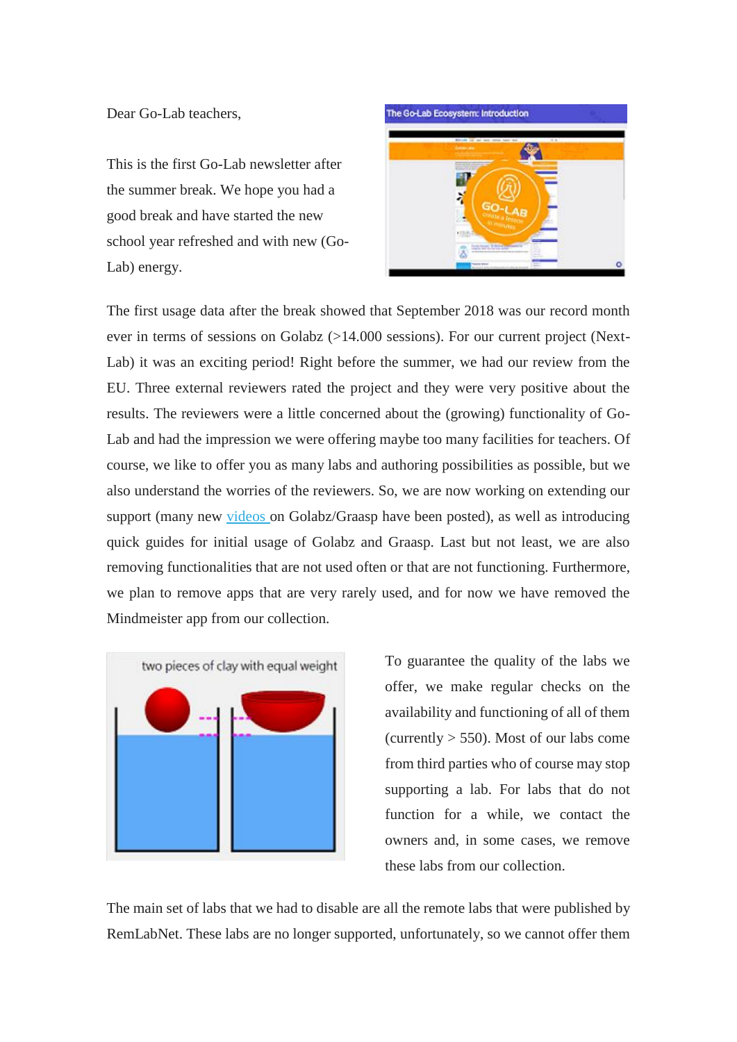Dear Go-Lab teachers,

This is the first Go-Lab newsletter after the summer break. We hope you had a good break and have started the new school year refreshed and with new (Go-Lab) energy.

The first usage data after the break showed that September 2018 was our record month ever in terms of sessions on Golabz (>14.000 sessions). For our current project (Next-Lab) it was an exciting period! Right before the summer, we had our review from the EU. Three external reviewers rated the project and they were very positive about the results. The reviewers were a little concerned about the (growing) functionality of Go-Lab and had the impression we were offering maybe too many facilities for teachers. Of course, we like to offer you as many labs and authoring possibilities as possible, but we also understand the worries of the reviewers. So, we are now working on extending our support (many new videos on Golabz/Graasp have been posted), as well as introducing quick guides for initial usage of Golabz and Graasp. Last but not least, we are also removing functionalities that are not used often or that are not functioning. Furthermore, we plan to remove apps that are very rarely used, and for now we have removed the Mindmeister app from our collection.

To guarantee the quality of the labs we offer, we make regular checks on the availability and functioning of all of them (currently > 550). Most of our labs come from third parties who of course may stop supporting a lab. For labs that do not function for a while, we contact the owners and, in some cases, we remove these labs from our collection.

The main set of labs that we had to disable are all the remote labs that were published by RemLabNet. These labs are no longer supported, unfortunately, so we cannot offer them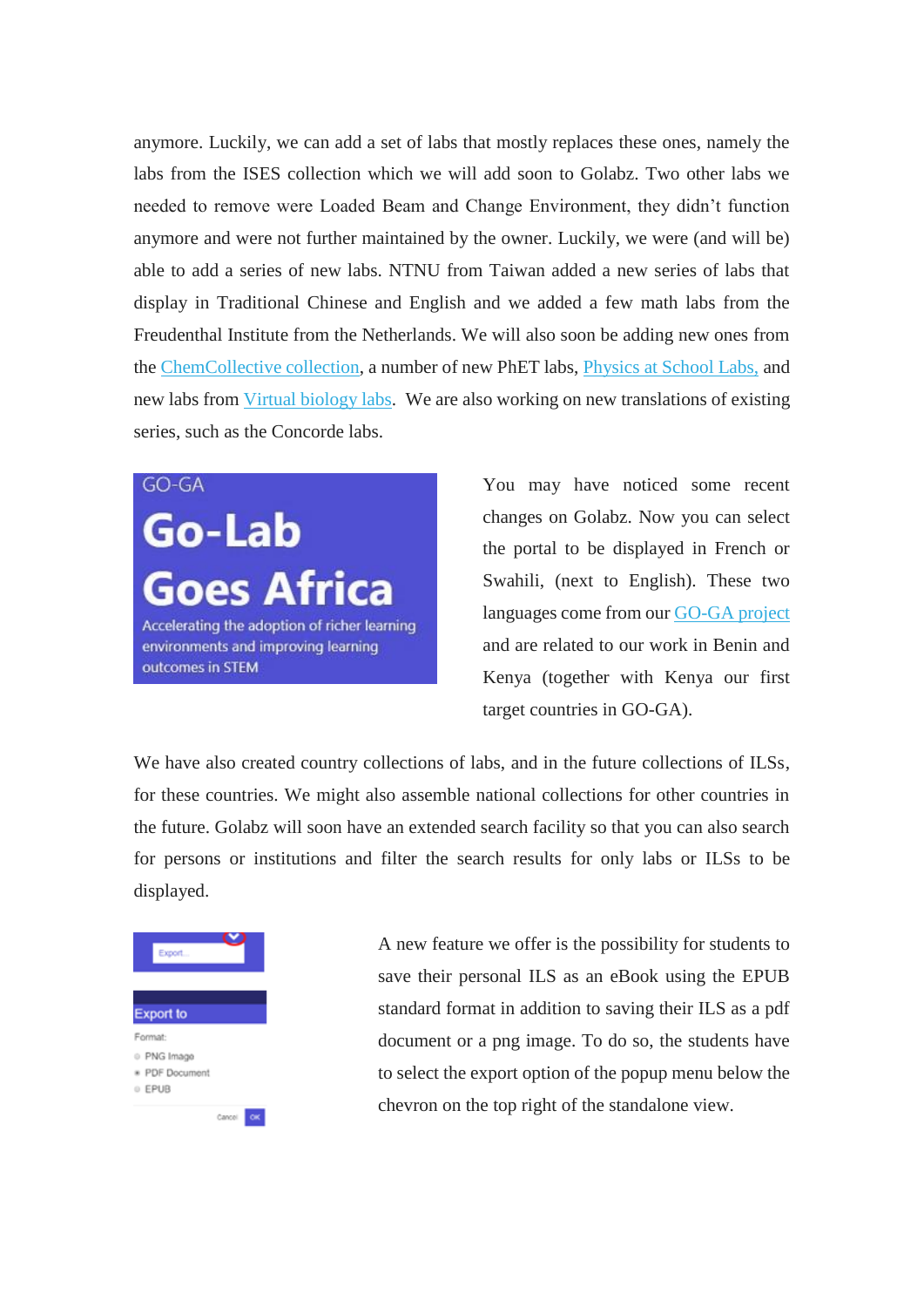anymore. Luckily, we can add a set of labs that mostly replaces these ones, namely the labs from the ISES collection which we will add soon to Golabz. Two other labs we needed to remove were Loaded Beam and Change Environment, they didn't function anymore and were not further maintained by the owner. Luckily, we were (and will be) able to add a series of new labs. NTNU from Taiwan added a new series of labs that display in Traditional Chinese and English and we added a few math labs from the Freudenthal Institute from the Netherlands. We will also soon be adding new ones from the ChemCollective collection, a number of new PhET labs, Physics at School Labs, and new labs from Virtual biology labs. We are also working on new translations of existing series, such as the Concorde labs.

You may have noticed some recent changes on Golabz. Now you can select the portal to be displayed in French or Swahili, (next to English). These two languages come from our GO-GA project and are related to our work in Benin and Kenya (together with Kenya our first target countries in GO-GA).

We have also created country collections of labs, and in the future collections of ILSs, for these countries. We might also assemble national collections for other countries in the future. Golabz will soon have an extended search facility so that you can also search for persons or institutions and filter the search results for only labs or ILSs to be displayed.

A new feature we offer is the possibility for students to save their personal ILS as an eBook using the EPUB standard format in addition to saving their ILS as a pdf document or a png image. To do so, the students have to select the export option of the popup menu below the chevron on the top right of the standalone view.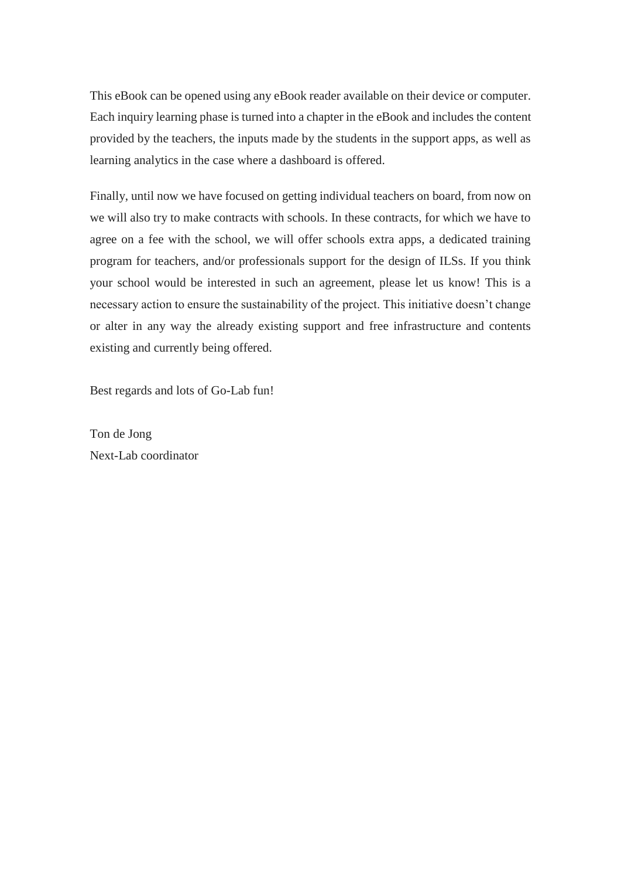This eBook can be opened using any eBook reader available on their device or computer. Each inquiry learning phase is turned into a chapter in the eBook and includes the content provided by the teachers, the inputs made by the students in the support apps, as well as learning analytics in the case where a dashboard is offered.

Finally, until now we have focused on getting individual teachers on board, from now on we will also try to make contracts with schools. In these contracts, for which we have to agree on a fee with the school, we will offer schools extra apps, a dedicated training program for teachers, and/or professionals support for the design of ILSs. If you think your school would be interested in such an agreement, please let us know! This is a necessary action to ensure the sustainability of the project. This initiative doesn't change or alter in any way the already existing support and free infrastructure and contents existing and currently being offered.

Best regards and lots of Go-Lab fun!

Ton de Jong
Next-Lab coordinator